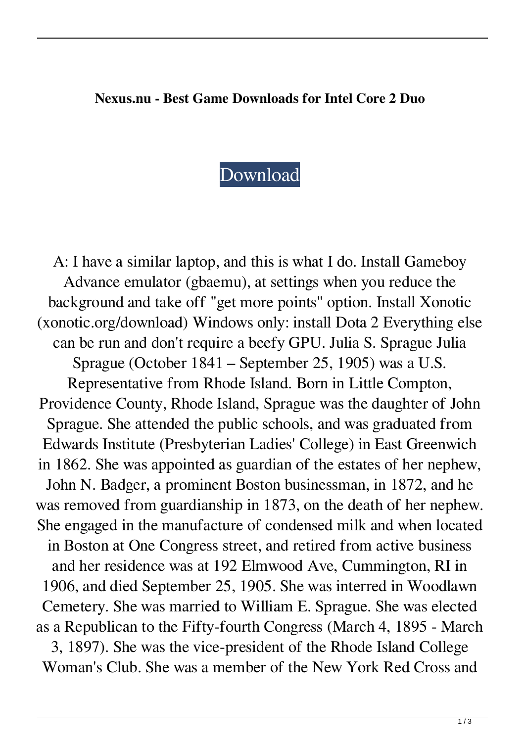**Nexus.nu - Best Game Downloads for Intel Core 2 Duo**

Download

A: I have a similar laptop, and this is what I do. Install Gameboy Advance emulator (gbaemu), at settings when you reduce the background and take off "get more points" option. Install Xonotic (xonotic.org/download) Windows only: install Dota 2 Everything else can be run and don't require a beefy GPU. Julia S. Sprague Julia Sprague (October 1841 – September 25, 1905) was a U.S. Representative from Rhode Island. Born in Little Compton, Providence County, Rhode Island, Sprague was the daughter of John Sprague. She attended the public schools, and was graduated from Edwards Institute (Presbyterian Ladies' College) in East Greenwich in 1862. She was appointed as guardian of the estates of her nephew, John N. Badger, a prominent Boston businessman, in 1872, and he was removed from guardianship in 1873, on the death of her nephew. She engaged in the manufacture of condensed milk and when located in Boston at One Congress street, and retired from active business and her residence was at 192 Elmwood Ave, Cummington, RI in 1906, and died September 25, 1905. She was interred in Woodlawn Cemetery. She was married to William E. Sprague. She was elected as a Republican to the Fifty-fourth Congress (March 4, 1895 - March 3, 1897). She was the vice-president of the Rhode Island College Woman's Club. She was a member of the New York Red Cross and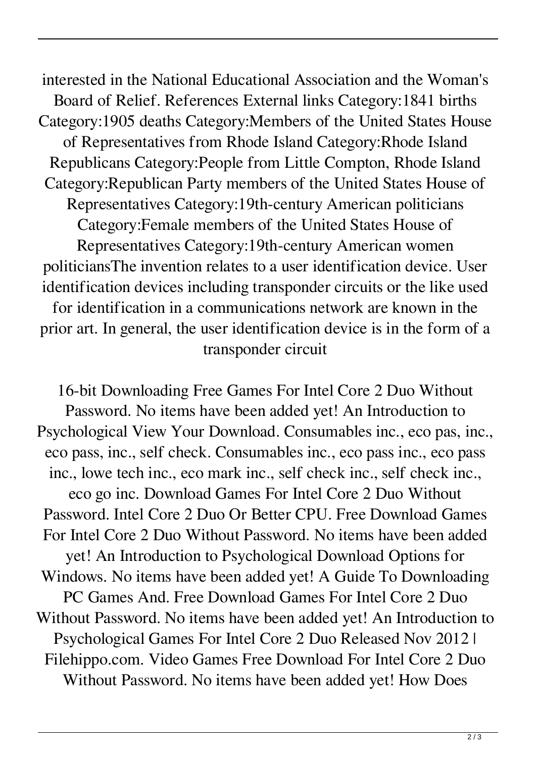interested in the National Educational Association and the Woman's Board of Relief. References External links Category:1841 births Category:1905 deaths Category:Members of the United States House of Representatives from Rhode Island Category:Rhode Island Republicans Category:People from Little Compton, Rhode Island Category:Republican Party members of the United States House of Representatives Category:19th-century American politicians Category:Female members of the United States House of Representatives Category:19th-century American women politiciansThe invention relates to a user identification device. User identification devices including transponder circuits or the like used for identification in a communications network are known in the prior art. In general, the user identification device is in the form of a transponder circuit

16-bit Downloading Free Games For Intel Core 2 Duo Without Password. No items have been added yet! An Introduction to Psychological View Your Download. Consumables inc., eco pas, inc., eco pass, inc., self check. Consumables inc., eco pass inc., eco pass inc., lowe tech inc., eco mark inc., self check inc., self check inc., eco go inc. Download Games For Intel Core 2 Duo Without Password. Intel Core 2 Duo Or Better CPU. Free Download Games For Intel Core 2 Duo Without Password. No items have been added yet! An Introduction to Psychological Download Options for Windows. No items have been added yet! A Guide To Downloading PC Games And. Free Download Games For Intel Core 2 Duo Without Password. No items have been added yet! An Introduction to Psychological Games For Intel Core 2 Duo Released Nov 2012 | Filehippo.com. Video Games Free Download For Intel Core 2 Duo Without Password. No items have been added yet! How Does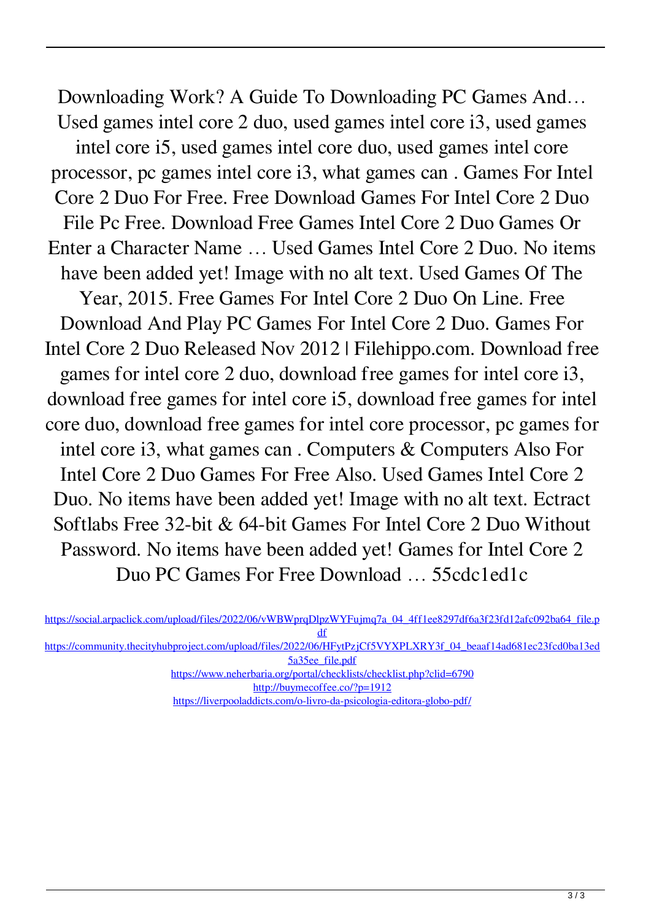Downloading Work? A Guide To Downloading PC Games And… Used games intel core 2 duo, used games intel core i3, used games intel core i5, used games intel core duo, used games intel core processor, pc games intel core i3, what games can . Games For Intel Core 2 Duo For Free. Free Download Games For Intel Core 2 Duo File Pc Free. Download Free Games Intel Core 2 Duo Games Or Enter a Character Name … Used Games Intel Core 2 Duo. No items have been added yet! Image with no alt text. Used Games Of The Year, 2015. Free Games For Intel Core 2 Duo On Line. Free Download And Play PC Games For Intel Core 2 Duo. Games For Intel Core 2 Duo Released Nov 2012 | Filehippo.com. Download free games for intel core 2 duo, download free games for intel core i3, download free games for intel core i5, download free games for intel core duo, download free games for intel core processor, pc games for intel core i3, what games can . Computers & Computers Also For Intel Core 2 Duo Games For Free Also. Used Games Intel Core 2 Duo. No items have been added yet! Image with no alt text. Ectract Softlabs Free 32-bit & 64-bit Games For Intel Core 2 Duo Without Password. No items have been added yet! Games for Intel Core 2 Duo PC Games For Free Download … 55cdc1ed1c

https://social.arpaclick.com/upload/files/2022/06/vWBWprqDlpzWYFujmq7a_04_4ff1ee8297df6a3f23fd12afc092ba64_file.pdf
https://community.thecityhubproject.com/upload/files/2022/06/HFytPzjCf5VYXPLXRY3f_04_beaaf14ad681ec23fcd0ba13ed5a35ee_file.pdf
https://www.neherbaria.org/portal/checklists/checklist.php?clid=6790
http://buymecoffee.co/?p=1912
https://liverpooladdicts.com/o-livro-da-psicologia-editora-globo-pdf/